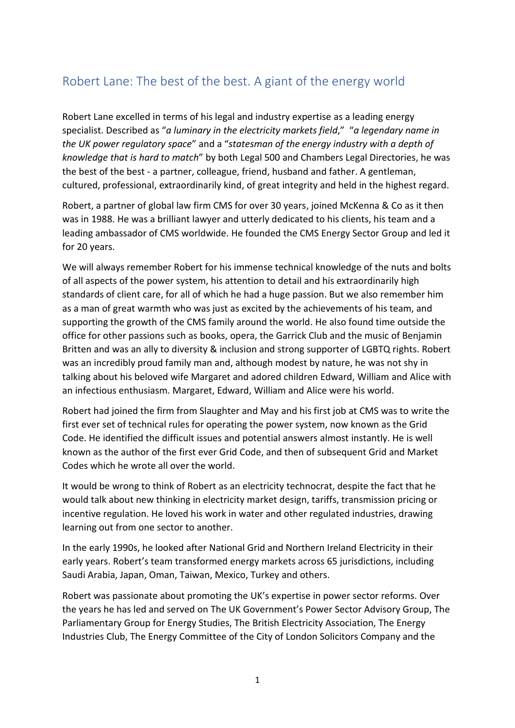# Robert Lane: The best of the best. A giant of the energy world

Robert Lane excelled in terms of his legal and industry expertise as a leading energy specialist. Described as "*a luminary in the electricity markets field*," "*a legendary name in the UK power regulatory space*" and a "*statesman of the energy industry with a depth of knowledge that is hard to match*" by both Legal 500 and Chambers Legal Directories, he was the best of the best - a partner, colleague, friend, husband and father. A gentleman, cultured, professional, extraordinarily kind, of great integrity and held in the highest regard.

Robert, a partner of global law firm CMS for over 30 years, joined McKenna & Co as it then was in 1988. He was a brilliant lawyer and utterly dedicated to his clients, his team and a leading ambassador of CMS worldwide. He founded the CMS Energy Sector Group and led it for 20 years.

We will always remember Robert for his immense technical knowledge of the nuts and bolts of all aspects of the power system, his attention to detail and his extraordinarily high standards of client care, for all of which he had a huge passion. But we also remember him as a man of great warmth who was just as excited by the achievements of his team, and supporting the growth of the CMS family around the world. He also found time outside the office for other passions such as books, opera, the Garrick Club and the music of Benjamin Britten and was an ally to diversity & inclusion and strong supporter of LGBTQ rights. Robert was an incredibly proud family man and, although modest by nature, he was not shy in talking about his beloved wife Margaret and adored children Edward, William and Alice with an infectious enthusiasm. Margaret, Edward, William and Alice were his world.

Robert had joined the firm from Slaughter and May and his first job at CMS was to write the first ever set of technical rules for operating the power system, now known as the Grid Code. He identified the difficult issues and potential answers almost instantly. He is well known as the author of the first ever Grid Code, and then of subsequent Grid and Market Codes which he wrote all over the world.

It would be wrong to think of Robert as an electricity technocrat, despite the fact that he would talk about new thinking in electricity market design, tariffs, transmission pricing or incentive regulation. He loved his work in water and other regulated industries, drawing learning out from one sector to another.

In the early 1990s, he looked after National Grid and Northern Ireland Electricity in their early years. Robert's team transformed energy markets across 65 jurisdictions, including Saudi Arabia, Japan, Oman, Taiwan, Mexico, Turkey and others.

Robert was passionate about promoting the UK's expertise in power sector reforms. Over the years he has led and served on The UK Government's Power Sector Advisory Group, The Parliamentary Group for Energy Studies, The British Electricity Association, The Energy Industries Club, The Energy Committee of the City of London Solicitors Company and the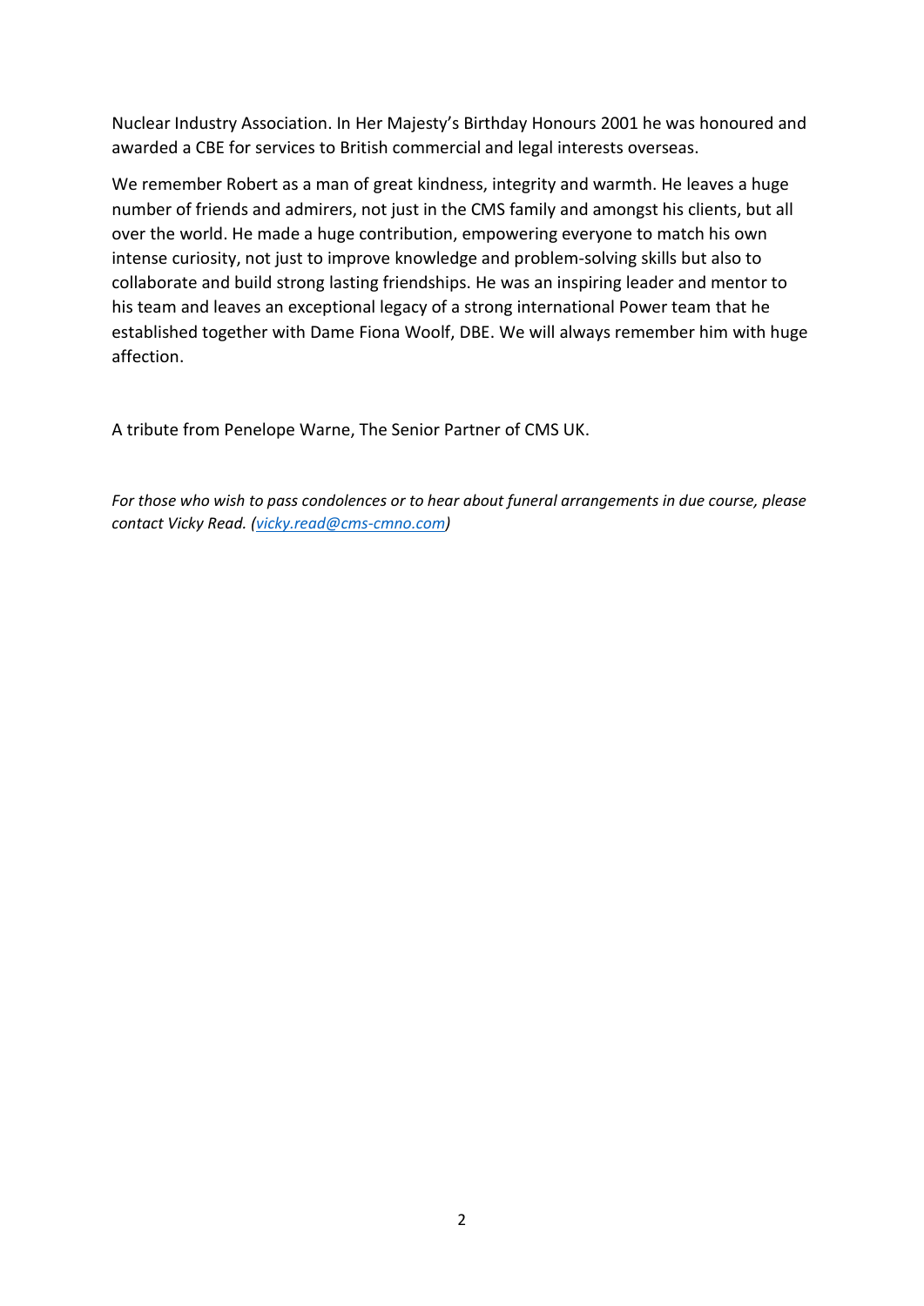Nuclear Industry Association. In Her Majesty's Birthday Honours 2001 he was honoured and awarded a CBE for services to British commercial and legal interests overseas.

We remember Robert as a man of great kindness, integrity and warmth. He leaves a huge number of friends and admirers, not just in the CMS family and amongst his clients, but all over the world. He made a huge contribution, empowering everyone to match his own intense curiosity, not just to improve knowledge and problem-solving skills but also to collaborate and build strong lasting friendships. He was an inspiring leader and mentor to his team and leaves an exceptional legacy of a strong international Power team that he established together with Dame Fiona Woolf, DBE. We will always remember him with huge affection.

A tribute from Penelope Warne, The Senior Partner of CMS UK.

*For those who wish to pass condolences or to hear about funeral arrangements in due course, please contact Vicky Read. (vicky.read@cms-cmno.com)*